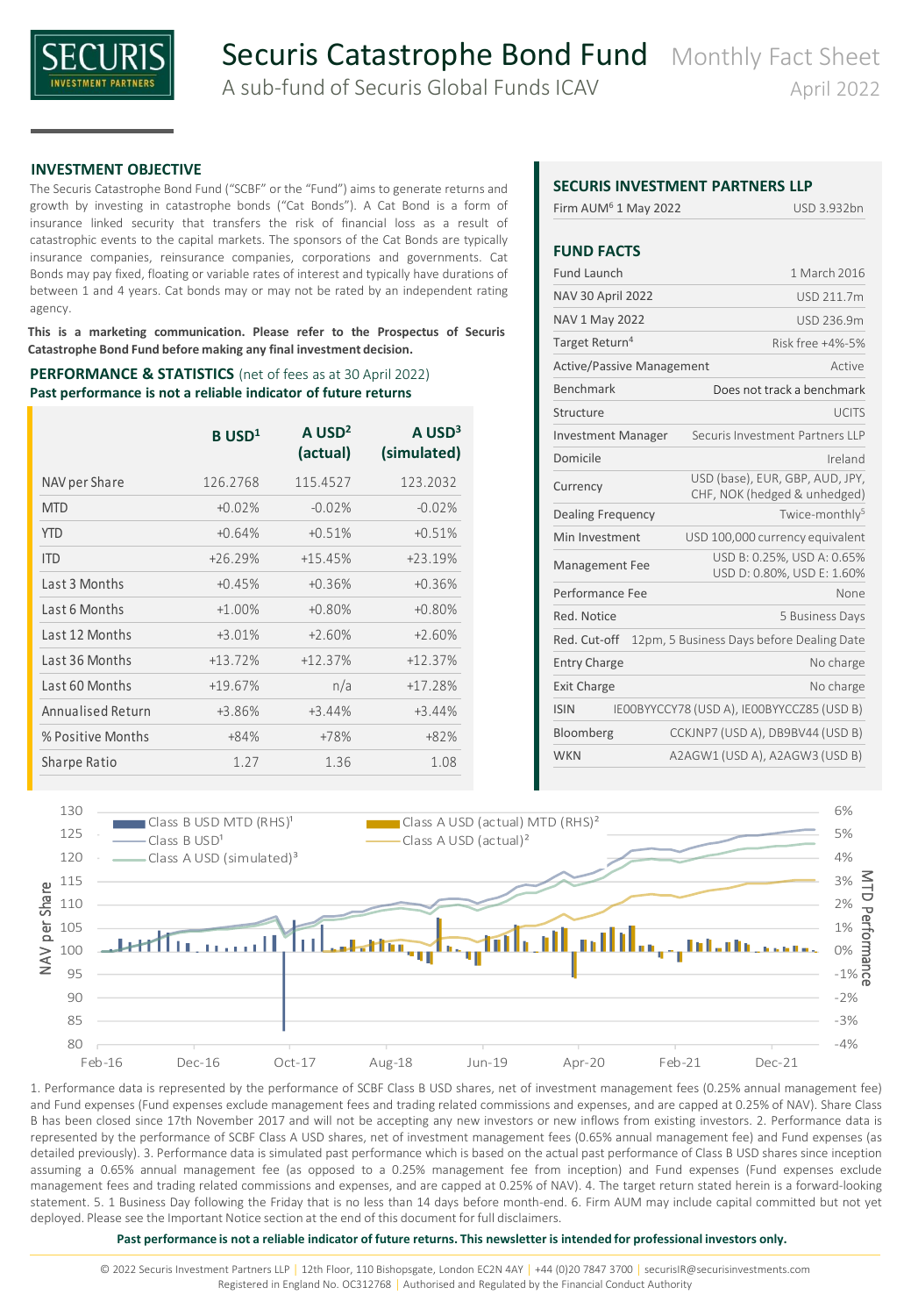# Securis Catastrophe Bond Fund

A sub-fund of Securis Global Funds ICAV

Monthly Fact Sheet
April 2022

## INVESTMENT OBJECTIVE

The Securis Catastrophe Bond Fund ("SCBF" or the "Fund") aims to generate returns and growth by investing in catastrophe bonds ("Cat Bonds"). A Cat Bond is a form of insurance linked security that transfers the risk of financial loss as a result of catastrophic events to the capital markets. The sponsors of the Cat Bonds are typically insurance companies, reinsurance companies, corporations and governments. Cat Bonds may pay fixed, floating or variable rates of interest and typically have durations of between 1 and 4 years. Cat bonds may or may not be rated by an independent rating agency.

**This is a marketing communication. Please refer to the Prospectus of Securis Catastrophe Bond Fund before making any final investment decision.**

## PERFORMANCE & STATISTICS (net of fees as at 30 April 2022)

**Past performance is not a reliable indicator of future returns**

| | B USD[1] | A USD[2] (actual) | A USD[3] (simulated) |
|---|---|---|---|
| NAV per Share | 126.2768 | 115.4527 | 123.2032 |
| MTD | +0.02% | -0.02% | -0.02% |
| YTD | +0.64% | +0.51% | +0.51% |
| ITD | +26.29% | +15.45% | +23.19% |
| Last 3 Months | +0.45% | +0.36% | +0.36% |
| Last 6 Months | +1.00% | +0.80% | +0.80% |
| Last 12 Months | +3.01% | +2.60% | +2.60% |
| Last 36 Months | +13.72% | +12.37% | +12.37% |
| Last 60 Months | +19.67% | n/a | +17.28% |
| Annualised Return | +3.86% | +3.44% | +3.44% |
| % Positive Months | +84% | +78% | +82% |
| Sharpe Ratio | 1.27 | 1.36 | 1.08 |

## SECURIS INVESTMENT PARTNERS LLP

| | |
|---|---|
| Firm AUM[6] 1 May 2022 | USD 3.932bn |

## FUND FACTS

| | |
|---|---|
| Fund Launch | 1 March 2016 |
| NAV 30 April 2022 | USD 211.7m |
| NAV 1 May 2022 | USD 236.9m |
| Target Return[4] | Risk free +4%-5% |
| Active/Passive Management | Active |
| Benchmark | Does not track a benchmark |
| Structure | UCITS |
| Investment Manager | Securis Investment Partners LLP |
| Domicile | Ireland |
| Currency | USD (base), EUR, GBP, AUD, JPY, CHF, NOK (hedged & unhedged) |
| Dealing Frequency | Twice-monthly[5] |
| Min Investment | USD 100,000 currency equivalent |
| Management Fee | USD B: 0.25%, USD A: 0.65% USD D: 0.80%, USD E: 1.60% |
| Performance Fee | None |
| Red. Notice | 5 Business Days |
| Red. Cut-off | 12pm, 5 Business Days before Dealing Date |
| Entry Charge | No charge |
| Exit Charge | No charge |
| ISIN | IE00BYYCCY78 (USD A), IE00BYYCCZ85 (USD B) |
| Bloomberg | CCKJNP7 (USD A), DB9BV44 (USD B) |
| WKN | A2AGW1 (USD A), A2AGW3 (USD B) |

1. Performance data is represented by the performance of SCBF Class B USD shares, net of investment management fees (0.25% annual management fee) and Fund expenses (Fund expenses exclude management fees and trading related commissions and expenses, and are capped at 0.25% of NAV). Share Class B has been closed since 17th November 2017 and will not be accepting any new investors or new inflows from existing investors. 2. Performance data is represented by the performance of SCBF Class A USD shares, net of investment management fees (0.65% annual management fee) and Fund expenses (as detailed previously). 3. Performance data is simulated past performance which is based on the actual past performance of Class B USD shares since inception assuming a 0.65% annual management fee (as opposed to a 0.25% management fee from inception) and Fund expenses (Fund expenses exclude management fees and trading related commissions and expenses, and are capped at 0.25% of NAV). 4. The target return stated herein is a forward-looking statement. 5. 1 Business Day following the Friday that is no less than 14 days before month-end. 6. Firm AUM may include capital committed but not yet deployed. Please see the Important Notice section at the end of this document for full disclaimers.

**Past performance is not a reliable indicator of future returns. This newsletter is intended for professional investors only.**

© 2022 Securis Investment Partners LLP | 12th Floor, 110 Bishopsgate, London EC2N 4AY | +44 (0)20 7847 3700 | securisIR@securisinvestments.com
Registered in England No. OC312768 | Authorised and Regulated by the Financial Conduct Authority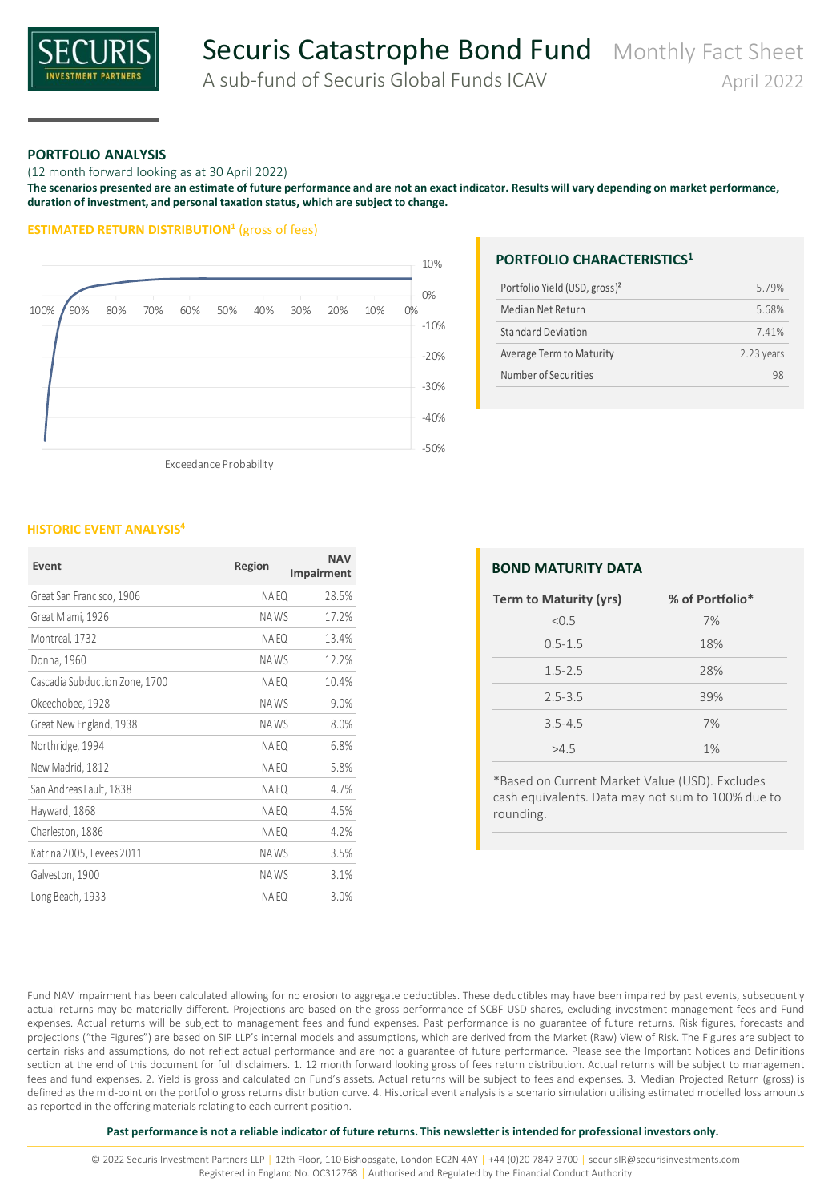# Securis Catastrophe Bond Fund — Monthly Fact Sheet

A sub-fund of Securis Global Funds ICAV — April 2022

## PORTFOLIO ANALYSIS

(12 month forward looking as at 30 April 2022)

**The scenarios presented are an estimate of future performance and are not an exact indicator. Results will vary depending on market performance, duration of investment, and personal taxation status, which are subject to change.**

### ESTIMATED RETURN DISTRIBUTION[1] (gross of fees)

Exceedance Probability

### PORTFOLIO CHARACTERISTICS[1]

| | |
|---|---|
| Portfolio Yield (USD, gross)[2] | 5.79% |
| Median Net Return | 5.68% |
| Standard Deviation | 7.41% |
| Average Term to Maturity | 2.23 years |
| Number of Securities | 98 |

### HISTORIC EVENT ANALYSIS[4]

| Event | Region | NAV Impairment |
|---|---|---|
| Great San Francisco, 1906 | NA EQ | 28.5% |
| Great Miami, 1926 | NA WS | 17.2% |
| Montreal, 1732 | NA EQ | 13.4% |
| Donna, 1960 | NA WS | 12.2% |
| Cascadia Subduction Zone, 1700 | NA EQ | 10.4% |
| Okeechobee, 1928 | NA WS | 9.0% |
| Great New England, 1938 | NA WS | 8.0% |
| Northridge, 1994 | NA EQ | 6.8% |
| New Madrid, 1812 | NA EQ | 5.8% |
| San Andreas Fault, 1838 | NA EQ | 4.7% |
| Hayward, 1868 | NA EQ | 4.5% |
| Charleston, 1886 | NA EQ | 4.2% |
| Katrina 2005, Levees 2011 | NA WS | 3.5% |
| Galveston, 1900 | NA WS | 3.1% |
| Long Beach, 1933 | NA EQ | 3.0% |

### BOND MATURITY DATA

| Term to Maturity (yrs) | % of Portfolio* |
|---|---|
| <0.5 | 7% |
| 0.5-1.5 | 18% |
| 1.5-2.5 | 28% |
| 2.5-3.5 | 39% |
| 3.5-4.5 | 7% |
| >4.5 | 1% |

*Based on Current Market Value (USD). Excludes cash equivalents. Data may not sum to 100% due to rounding.

Fund NAV impairment has been calculated allowing for no erosion to aggregate deductibles. These deductibles may have been impaired by past events, subsequently actual returns may be materially different. Projections are based on the gross performance of SCBF USD shares, excluding investment management fees and Fund expenses. Actual returns will be subject to management fees and fund expenses. Past performance is no guarantee of future returns. Risk figures, forecasts and projections ("the Figures") are based on SIP LLP's internal models and assumptions, which are derived from the Market (Raw) View of Risk. The Figures are subject to certain risks and assumptions, do not reflect actual performance and are not a guarantee of future performance. Please see the Important Notices and Definitions section at the end of this document for full disclaimers. 1. 12 month forward looking gross of fees return distribution. Actual returns will be subject to management fees and fund expenses. 2. Yield is gross and calculated on Fund's assets. Actual returns will be subject to fees and expenses. 3. Median Projected Return (gross) is defined as the mid-point on the portfolio gross returns distribution curve. 4. Historical event analysis is a scenario simulation utilising estimated modelled loss amounts as reported in the offering materials relating to each current position.

**Past performance is not a reliable indicator of future returns. This newsletter is intended for professional investors only.**

© 2022 Securis Investment Partners LLP | 12th Floor, 110 Bishopsgate, London EC2N 4AY | +44 (0)20 7847 3700 | securisIR@securisinvestments.com
Registered in England No. OC312768 | Authorised and Regulated by the Financial Conduct Authority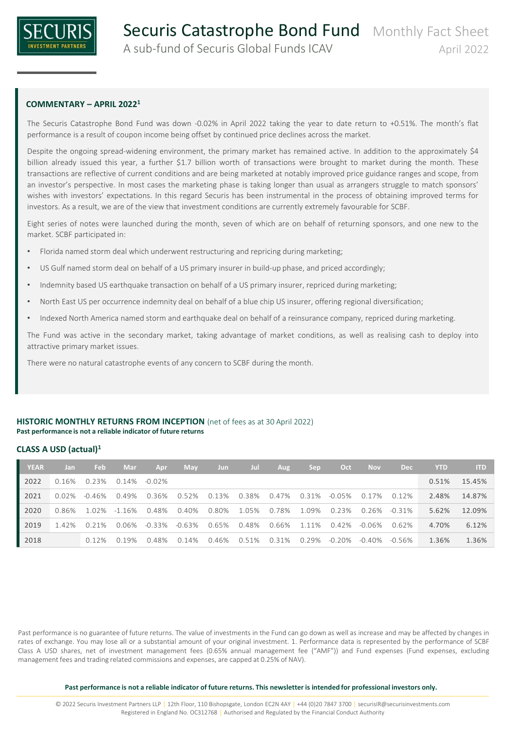# Securis Catastrophe Bond Fund

A sub-fund of Securis Global Funds ICAV

Monthly Fact Sheet

April 2022

## COMMENTARY – APRIL 2022[1]

The Securis Catastrophe Bond Fund was down -0.02% in April 2022 taking the year to date return to +0.51%. The month's flat performance is a result of coupon income being offset by continued price declines across the market.

Despite the ongoing spread-widening environment, the primary market has remained active. In addition to the approximately $4 billion already issued this year, a further $1.7 billion worth of transactions were brought to market during the month. These transactions are reflective of current conditions and are being marketed at notably improved price guidance ranges and scope, from an investor's perspective. In most cases the marketing phase is taking longer than usual as arrangers struggle to match sponsors' wishes with investors' expectations. In this regard Securis has been instrumental in the process of obtaining improved terms for investors. As a result, we are of the view that investment conditions are currently extremely favourable for SCBF.

Eight series of notes were launched during the month, seven of which are on behalf of returning sponsors, and one new to the market. SCBF participated in:

- Florida named storm deal which underwent restructuring and repricing during marketing;
- US Gulf named storm deal on behalf of a US primary insurer in build-up phase, and priced accordingly;
- Indemnity based US earthquake transaction on behalf of a US primary insurer, repriced during marketing;
- North East US per occurrence indemnity deal on behalf of a blue chip US insurer, offering regional diversification;
- Indexed North America named storm and earthquake deal on behalf of a reinsurance company, repriced during marketing.

The Fund was active in the secondary market, taking advantage of market conditions, as well as realising cash to deploy into attractive primary market issues.

There were no natural catastrophe events of any concern to SCBF during the month.

## HISTORIC MONTHLY RETURNS FROM INCEPTION (net of fees as at 30 April 2022)

**Past performance is not a reliable indicator of future returns**

### CLASS A USD (actual)[1]

| YEAR | Jan | Feb | Mar | Apr | May | Jun | Jul | Aug | Sep | Oct | Nov | Dec | YTD | ITD |
|---|---|---|---|---|---|---|---|---|---|---|---|---|---|---|
| 2022 | 0.16% | 0.23% | 0.14% | -0.02% | | | | | | | | | 0.51% | 15.45% |
| 2021 | 0.02% | -0.46% | 0.49% | 0.36% | 0.52% | 0.13% | 0.38% | 0.47% | 0.31% | -0.05% | 0.17% | 0.12% | 2.48% | 14.87% |
| 2020 | 0.86% | 1.02% | -1.16% | 0.48% | 0.40% | 0.80% | 1.05% | 0.78% | 1.09% | 0.23% | 0.26% | -0.31% | 5.62% | 12.09% |
| 2019 | 1.42% | 0.21% | 0.06% | -0.33% | -0.63% | 0.65% | 0.48% | 0.66% | 1.11% | 0.42% | -0.06% | 0.62% | 4.70% | 6.12% |
| 2018 | | 0.12% | 0.19% | 0.48% | 0.14% | 0.46% | 0.51% | 0.31% | 0.29% | -0.20% | -0.40% | -0.56% | 1.36% | 1.36% |

Past performance is no guarantee of future returns. The value of investments in the Fund can go down as well as increase and may be affected by changes in rates of exchange. You may lose all or a substantial amount of your original investment. 1. Performance data is represented by the performance of SCBF Class A USD shares, net of investment management fees (0.65% annual management fee ("AMF")) and Fund expenses (Fund expenses, excluding management fees and trading related commissions and expenses, are capped at 0.25% of NAV).

**Past performance is not a reliable indicator of future returns. This newsletter is intended for professional investors only.**

© 2022 Securis Investment Partners LLP | 12th Floor, 110 Bishopsgate, London EC2N 4AY | +44 (0)20 7847 3700 | securisIR@securisinvestments.com
Registered in England No. OC312768 | Authorised and Regulated by the Financial Conduct Authority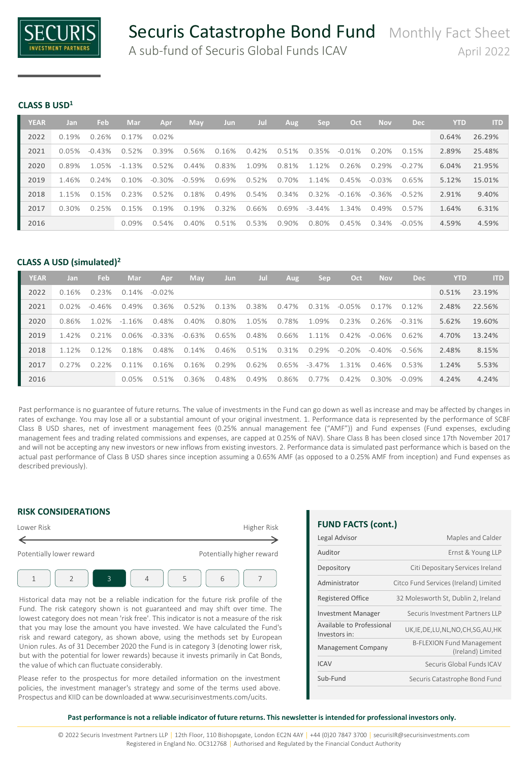## CLASS B USD[1]

| YEAR | Jan | Feb | Mar | Apr | May | Jun | Jul | Aug | Sep | Oct | Nov | Dec | YTD | ITD |
|---|---|---|---|---|---|---|---|---|---|---|---|---|---|---|
| 2022 | 0.19% | 0.26% | 0.17% | 0.02% | | | | | | | | | 0.64% | 26.29% |
| 2021 | 0.05% | -0.43% | 0.52% | 0.39% | 0.56% | 0.16% | 0.42% | 0.51% | 0.35% | -0.01% | 0.20% | 0.15% | 2.89% | 25.48% |
| 2020 | 0.89% | 1.05% | -1.13% | 0.52% | 0.44% | 0.83% | 1.09% | 0.81% | 1.12% | 0.26% | 0.29% | -0.27% | 6.04% | 21.95% |
| 2019 | 1.46% | 0.24% | 0.10% | -0.30% | -0.59% | 0.69% | 0.52% | 0.70% | 1.14% | 0.45% | -0.03% | 0.65% | 5.12% | 15.01% |
| 2018 | 1.15% | 0.15% | 0.23% | 0.52% | 0.18% | 0.49% | 0.54% | 0.34% | 0.32% | -0.16% | -0.36% | -0.52% | 2.91% | 9.40% |
| 2017 | 0.30% | 0.25% | 0.15% | 0.19% | 0.19% | 0.32% | 0.66% | 0.69% | -3.44% | 1.34% | 0.49% | 0.57% | 1.64% | 6.31% |
| 2016 | | | 0.09% | 0.54% | 0.40% | 0.51% | 0.53% | 0.90% | 0.80% | 0.45% | 0.34% | -0.05% | 4.59% | 4.59% |

## CLASS A USD (simulated)[2]

| YEAR | Jan | Feb | Mar | Apr | May | Jun | Jul | Aug | Sep | Oct | Nov | Dec | YTD | ITD |
|---|---|---|---|---|---|---|---|---|---|---|---|---|---|---|
| 2022 | 0.16% | 0.23% | 0.14% | -0.02% | | | | | | | | | 0.51% | 23.19% |
| 2021 | 0.02% | -0.46% | 0.49% | 0.36% | 0.52% | 0.13% | 0.38% | 0.47% | 0.31% | -0.05% | 0.17% | 0.12% | 2.48% | 22.56% |
| 2020 | 0.86% | 1.02% | -1.16% | 0.48% | 0.40% | 0.80% | 1.05% | 0.78% | 1.09% | 0.23% | 0.26% | -0.31% | 5.62% | 19.60% |
| 2019 | 1.42% | 0.21% | 0.06% | -0.33% | -0.63% | 0.65% | 0.48% | 0.66% | 1.11% | 0.42% | -0.06% | 0.62% | 4.70% | 13.24% |
| 2018 | 1.12% | 0.12% | 0.18% | 0.48% | 0.14% | 0.46% | 0.51% | 0.31% | 0.29% | -0.20% | -0.40% | -0.56% | 2.48% | 8.15% |
| 2017 | 0.27% | 0.22% | 0.11% | 0.16% | 0.16% | 0.29% | 0.62% | 0.65% | -3.47% | 1.31% | 0.46% | 0.53% | 1.24% | 5.53% |
| 2016 | | | 0.05% | 0.51% | 0.36% | 0.48% | 0.49% | 0.86% | 0.77% | 0.42% | 0.30% | -0.09% | 4.24% | 4.24% |

Past performance is no guarantee of future returns. The value of investments in the Fund can go down as well as increase and may be affected by changes in rates of exchange. You may lose all or a substantial amount of your original investment. 1. Performance data is represented by the performance of SCBF Class B USD shares, net of investment management fees (0.25% annual management fee ("AMF")) and Fund expenses (Fund expenses, excluding management fees and trading related commissions and expenses, are capped at 0.25% of NAV). Share Class B has been closed since 17th November 2017 and will not be accepting any new investors or new inflows from existing investors. 2. Performance data is simulated past performance which is based on the actual past performance of Class B USD shares since inception assuming a 0.65% AMF (as opposed to a 0.25% AMF from inception) and Fund expenses as described previously).

## RISK CONSIDERATIONS

Lower Risk — Higher Risk

Potentially lower reward — Potentially higher reward

| 1 | 2 | **3** | 4 | 5 | 6 | 7 |
|---|---|---|---|---|---|---|

Historical data may not be a reliable indication for the future risk profile of the Fund. The risk category shown is not guaranteed and may shift over time. The lowest category does not mean 'risk free'. This indicator is not a measure of the risk that you may lose the amount you have invested. We have calculated the Fund's risk and reward category, as shown above, using the methods set by European Union rules. As of 31 December 2020 the Fund is in category 3 (denoting lower risk, but with the potential for lower rewards) because it invests primarily in Cat Bonds, the value of which can fluctuate considerably.

Please refer to the prospectus for more detailed information on the investment policies, the investment manager's strategy and some of the terms used above. Prospectus and KIID can be downloaded at www.securisinvestments.com/ucits.

## FUND FACTS (cont.)

| | |
|---|---|
| Legal Advisor | Maples and Calder |
| Auditor | Ernst & Young LLP |
| Depository | Citi Depositary Services Ireland |
| Administrator | Citco Fund Services (Ireland) Limited |
| Registered Office | 32 Molesworth St, Dublin 2, Ireland |
| Investment Manager | Securis Investment Partners LLP |
| Available to Professional Investors in: | UK,IE,DE,LU,NL,NO,CH,SG,AU,HK |
| Management Company | B-FLEXION Fund Management (Ireland) Limited |
| ICAV | Securis Global Funds ICAV |
| Sub-Fund | Securis Catastrophe Bond Fund |

**Past performance is not a reliable indicator of future returns. This newsletter is intended for professional investors only.**

© 2022 Securis Investment Partners LLP | 12th Floor, 110 Bishopsgate, London EC2N 4AY | +44 (0)20 7847 3700 | securisIR@securisinvestments.com
Registered in England No. OC312768 | Authorised and Regulated by the Financial Conduct Authority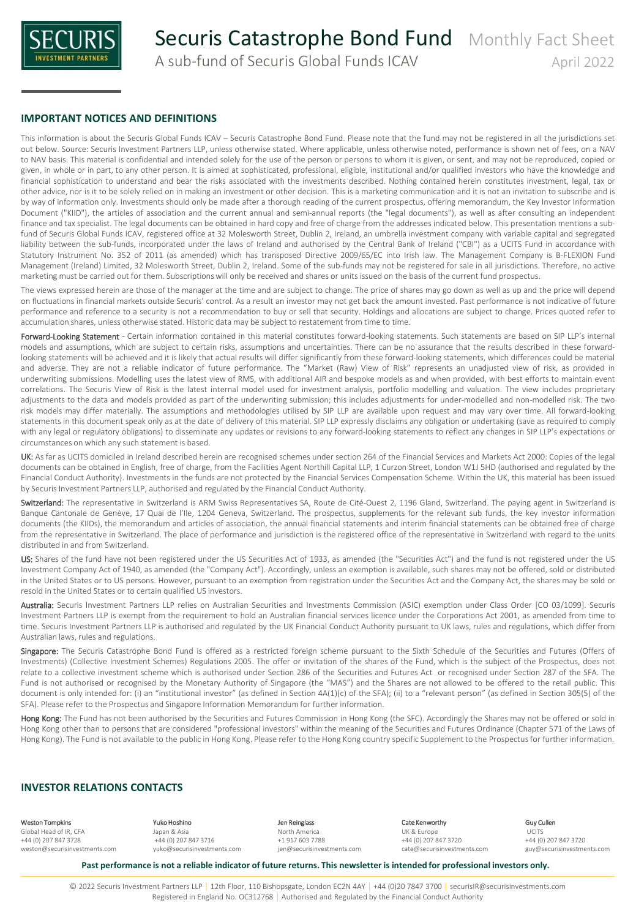## IMPORTANT NOTICES AND DEFINITIONS

This information is about the Securis Global Funds ICAV – Securis Catastrophe Bond Fund. Please note that the fund may not be registered in all the jurisdictions set out below. Source: Securis Investment Partners LLP, unless otherwise stated. Where applicable, unless otherwise noted, performance is shown net of fees, on a NAV to NAV basis. This material is confidential and intended solely for the use of the person or persons to whom it is given, or sent, and may not be reproduced, copied or given, in whole or in part, to any other person. It is aimed at sophisticated, professional, eligible, institutional and/or qualified investors who have the knowledge and financial sophistication to understand and bear the risks associated with the investments described. Nothing contained herein constitutes investment, legal, tax or other advice, nor is it to be solely relied on in making an investment or other decision. This is a marketing communication and it is not an invitation to subscribe and is by way of information only. Investments should only be made after a thorough reading of the current prospectus, offering memorandum, the Key Investor Information Document ("KIID"), the articles of association and the current annual and semi-annual reports (the "legal documents"), as well as after consulting an independent finance and tax specialist. The legal documents can be obtained in hard copy and free of charge from the addresses indicated below. This presentation mentions a sub-fund of Securis Global Funds ICAV, registered office at 32 Molesworth Street, Dublin 2, Ireland, an umbrella investment company with variable capital and segregated liability between the sub-funds, incorporated under the laws of Ireland and authorised by the Central Bank of Ireland ("CBI") as a UCITS Fund in accordance with Statutory Instrument No. 352 of 2011 (as amended) which has transposed Directive 2009/65/EC into Irish law. The Management Company is B-FLEXION Fund Management (Ireland) Limited, 32 Molesworth Street, Dublin 2, Ireland. Some of the sub-funds may not be registered for sale in all jurisdictions. Therefore, no active marketing must be carried out for them. Subscriptions will only be received and shares or units issued on the basis of the current fund prospectus.

The views expressed herein are those of the manager at the time and are subject to change. The price of shares may go down as well as up and the price will depend on fluctuations in financial markets outside Securis' control. As a result an investor may not get back the amount invested. Past performance is not indicative of future performance and reference to a security is not a recommendation to buy or sell that security. Holdings and allocations are subject to change. Prices quoted refer to accumulation shares, unless otherwise stated. Historic data may be subject to restatement from time to time.

**Forward-Looking Statement** - Certain information contained in this material constitutes forward-looking statements. Such statements are based on SIP LLP's internal models and assumptions, which are subject to certain risks, assumptions and uncertainties. There can be no assurance that the results described in these forward-looking statements will be achieved and it is likely that actual results will differ significantly from these forward-looking statements, which differences could be material and adverse. They are not a reliable indicator of future performance. The "Market (Raw) View of Risk" represents an unadjusted view of risk, as provided in underwriting submissions. Modelling uses the latest view of RMS, with additional AIR and bespoke models as and when provided, with best efforts to maintain event correlations. The Securis View of Risk is the latest internal model used for investment analysis, portfolio modelling and valuation. The view includes proprietary adjustments to the data and models provided as part of the underwriting submission; this includes adjustments for under-modelled and non-modelled risk. The two risk models may differ materially. The assumptions and methodologies utilised by SIP LLP are available upon request and may vary over time. All forward-looking statements in this document speak only as at the date of delivery of this material. SIP LLP expressly disclaims any obligation or undertaking (save as required to comply with any legal or regulatory obligations) to disseminate any updates or revisions to any forward-looking statements to reflect any changes in SIP LLP's expectations or circumstances on which any such statement is based.

**UK:** As far as UCITS domiciled in Ireland described herein are recognised schemes under section 264 of the Financial Services and Markets Act 2000: Copies of the legal documents can be obtained in English, free of charge, from the Facilities Agent Northill Capital LLP, 1 Curzon Street, London W1J 5HD (authorised and regulated by the Financial Conduct Authority). Investments in the funds are not protected by the Financial Services Compensation Scheme. Within the UK, this material has been issued by Securis Investment Partners LLP, authorised and regulated by the Financial Conduct Authority.

**Switzerland:** The representative in Switzerland is ARM Swiss Representatives SA, Route de Cité-Ouest 2, 1196 Gland, Switzerland. The paying agent in Switzerland is Banque Cantonale de Genève, 17 Quai de l'Ile, 1204 Geneva, Switzerland. The prospectus, supplements for the relevant sub funds, the key investor information documents (the KIIDs), the memorandum and articles of association, the annual financial statements and interim financial statements can be obtained free of charge from the representative in Switzerland. The place of performance and jurisdiction is the registered office of the representative in Switzerland with regard to the units distributed in and from Switzerland.

**US:** Shares of the fund have not been registered under the US Securities Act of 1933, as amended (the "Securities Act") and the fund is not registered under the US Investment Company Act of 1940, as amended (the "Company Act"). Accordingly, unless an exemption is available, such shares may not be offered, sold or distributed in the United States or to US persons. However, pursuant to an exemption from registration under the Securities Act and the Company Act, the shares may be sold or resold in the United States or to certain qualified US investors.

**Australia:** Securis Investment Partners LLP relies on Australian Securities and Investments Commission (ASIC) exemption under Class Order [CO 03/1099]. Securis Investment Partners LLP is exempt from the requirement to hold an Australian financial services licence under the Corporations Act 2001, as amended from time to time. Securis Investment Partners LLP is authorised and regulated by the UK Financial Conduct Authority pursuant to UK laws, rules and regulations, which differ from Australian laws, rules and regulations.

**Singapore:** The Securis Catastrophe Bond Fund is offered as a restricted foreign scheme pursuant to the Sixth Schedule of the Securities and Futures (Offers of Investments) (Collective Investment Schemes) Regulations 2005. The offer or invitation of the shares of the Fund, which is the subject of the Prospectus, does not relate to a collective investment scheme which is authorised under Section 286 of the Securities and Futures Act or recognised under Section 287 of the SFA. The Fund is not authorised or recognised by the Monetary Authority of Singapore (the "MAS") and the Shares are not allowed to be offered to the retail public. This document is only intended for: (i) an "institutional investor" (as defined in Section 4A(1)(c) of the SFA); (ii) to a "relevant person" (as defined in Section 305(5) of the SFA). Please refer to the Prospectus and Singapore Information Memorandum for further information.

**Hong Kong:** The Fund has not been authorised by the Securities and Futures Commission in Hong Kong (the SFC). Accordingly the Shares may not be offered or sold in Hong Kong other than to persons that are considered "professional investors" within the meaning of the Securities and Futures Ordinance (Chapter 571 of the Laws of Hong Kong). The Fund is not available to the public in Hong Kong. Please refer to the Hong Kong country specific Supplement to the Prospectus for further information.

## INVESTOR RELATIONS CONTACTS

**Weston Tompkins**
Global Head of IR, CFA
+44 (0) 207 847 3728
weston@securisinvestments.com

**Yuko Hoshino**
Japan & Asia
+44 (0) 207 847 3716
yuko@securisinvestments.com

**Jen Reinglass**
North America
+1 917 603 7788
jen@securisinvestments.com

**Cate Kenworthy**
UK & Europe
+44 (0) 207 847 3720
cate@securisinvestments.com

**Guy Cullen**
UCITS
+44 (0) 207 847 3720
guy@securisinvestments.com

**Past performance is not a reliable indicator of future returns. This newsletter is intended for professional investors only.**

© 2022 Securis Investment Partners LLP | 12th Floor, 110 Bishopsgate, London EC2N 4AY | +44 (0)20 7847 3700 | securisIR@securisinvestments.com
Registered in England No. OC312768 | Authorised and Regulated by the Financial Conduct Authority